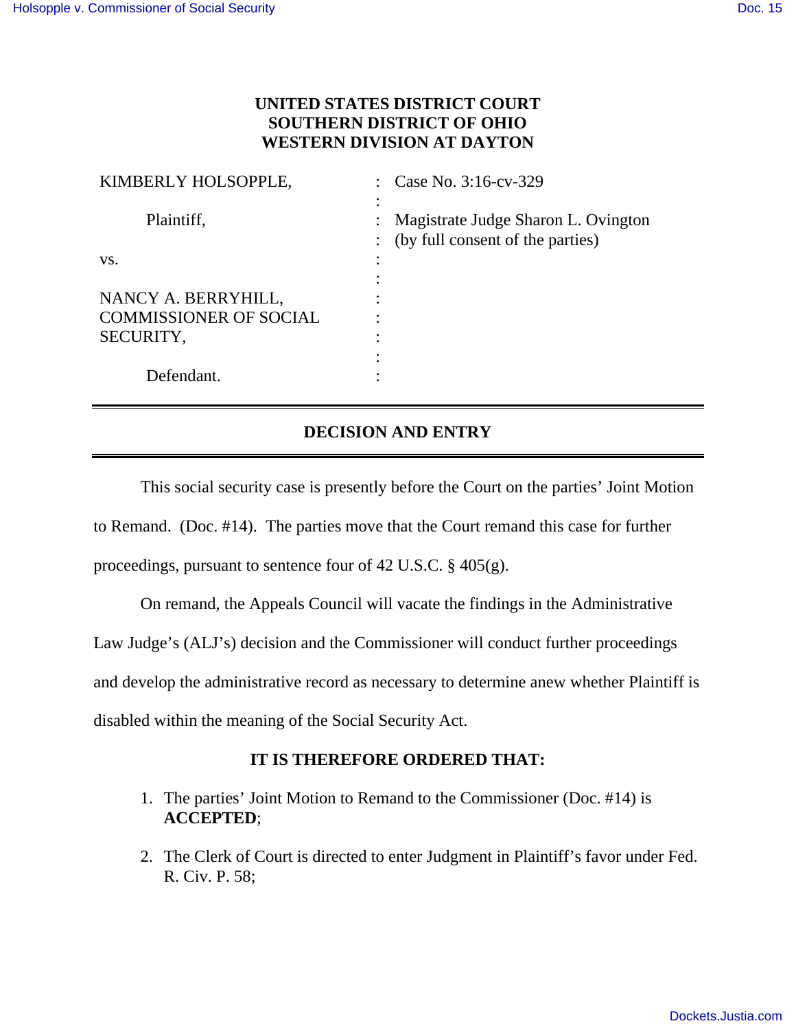**UNITED STATES DISTRICT COURT**
**SOUTHERN DISTRICT OF OHIO**
**WESTERN DIVISION AT DAYTON**

| | | |
|---|---|---|
| KIMBERLY HOLSOPPLE, | : | Case No. 3:16-cv-329 |
| | : | |
| Plaintiff, | : | Magistrate Judge Sharon L. Ovington |
| | : | (by full consent of the parties) |
| vs. | : | |
| | : | |
| NANCY A. BERRYHILL, COMMISSIONER OF SOCIAL SECURITY, | : | |
| | : | |
| Defendant. | : | |

## DECISION AND ENTRY

This social security case is presently before the Court on the parties' Joint Motion to Remand. (Doc. #14). The parties move that the Court remand this case for further proceedings, pursuant to sentence four of 42 U.S.C. § 405(g).

On remand, the Appeals Council will vacate the findings in the Administrative Law Judge's (ALJ's) decision and the Commissioner will conduct further proceedings and develop the administrative record as necessary to determine anew whether Plaintiff is disabled within the meaning of the Social Security Act.

**IT IS THEREFORE ORDERED THAT:**

1. The parties' Joint Motion to Remand to the Commissioner (Doc. #14) is **ACCEPTED**;

2. The Clerk of Court is directed to enter Judgment in Plaintiff's favor under Fed. R. Civ. P. 58;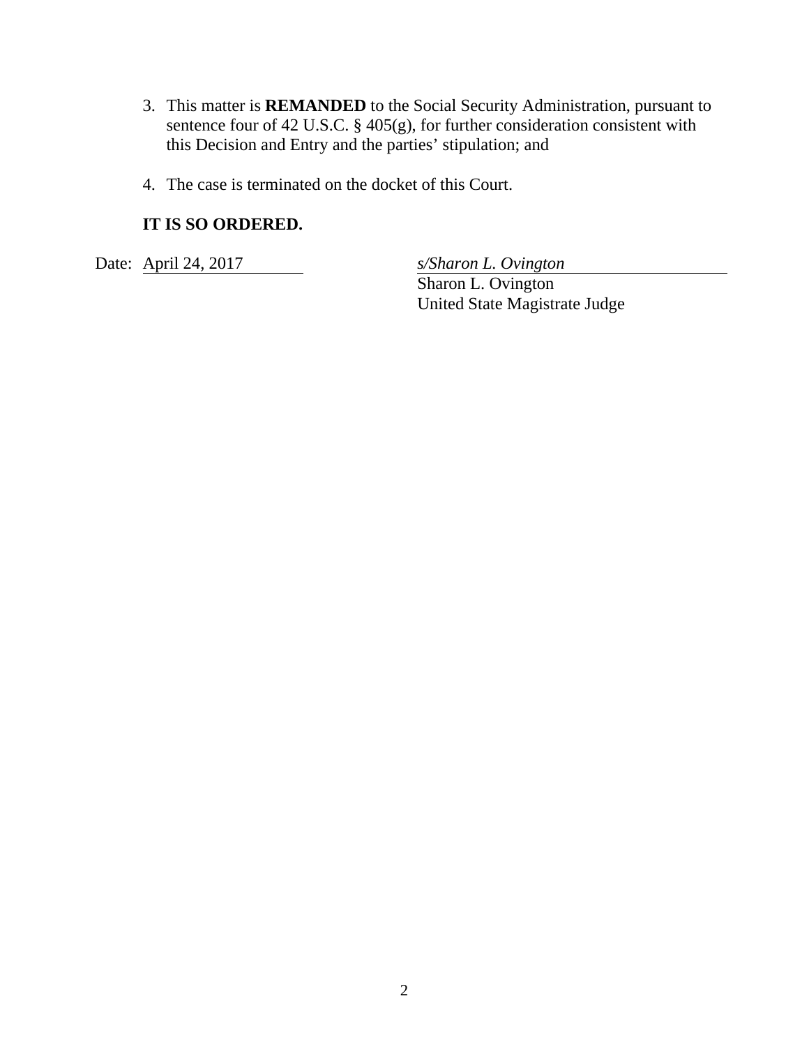3. This matter is **REMANDED** to the Social Security Administration, pursuant to sentence four of 42 U.S.C. § 405(g), for further consideration consistent with this Decision and Entry and the parties' stipulation; and

4. The case is terminated on the docket of this Court.

**IT IS SO ORDERED.**

Date: April 24, 2017

*s/Sharon L. Ovington*
Sharon L. Ovington
United State Magistrate Judge